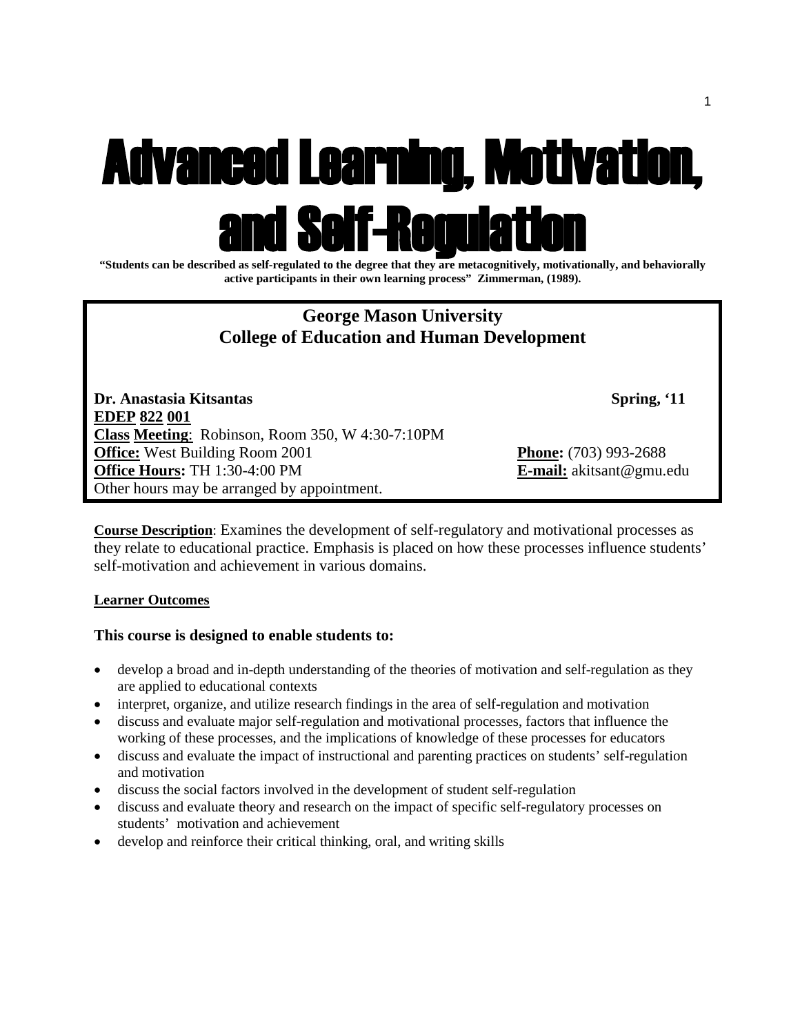# Advanced Learning, Motivation, and Self-Regulation

**"Students can be described as self-regulated to the degree that they are metacognitively, motivationally, and behaviorally active participants in their own learning process" Zimmerman, (1989).**

## George Mason University
## College of Education and Human Development

**Dr. Anastasia Kitsantas** **Spring, '11**
**EDEP 822 001**
**Class Meeting**: Robinson, Room 350, W 4:30-7:10PM
**Office:** West Building Room 2001 **Phone:** (703) 993-2688
**Office Hours:** TH 1:30-4:00 PM **E-mail:** akitsant@gmu.edu
Other hours may be arranged by appointment.

**Course Description**: Examines the development of self-regulatory and motivational processes as they relate to educational practice. Emphasis is placed on how these processes influence students' self-motivation and achievement in various domains.

**Learner Outcomes**

**This course is designed to enable students to:**

- develop a broad and in-depth understanding of the theories of motivation and self-regulation as they are applied to educational contexts
- interpret, organize, and utilize research findings in the area of self-regulation and motivation
- discuss and evaluate major self-regulation and motivational processes, factors that influence the working of these processes, and the implications of knowledge of these processes for educators
- discuss and evaluate the impact of instructional and parenting practices on students' self-regulation and motivation
- discuss the social factors involved in the development of student self-regulation
- discuss and evaluate theory and research on the impact of specific self-regulatory processes on students' motivation and achievement
- develop and reinforce their critical thinking, oral, and writing skills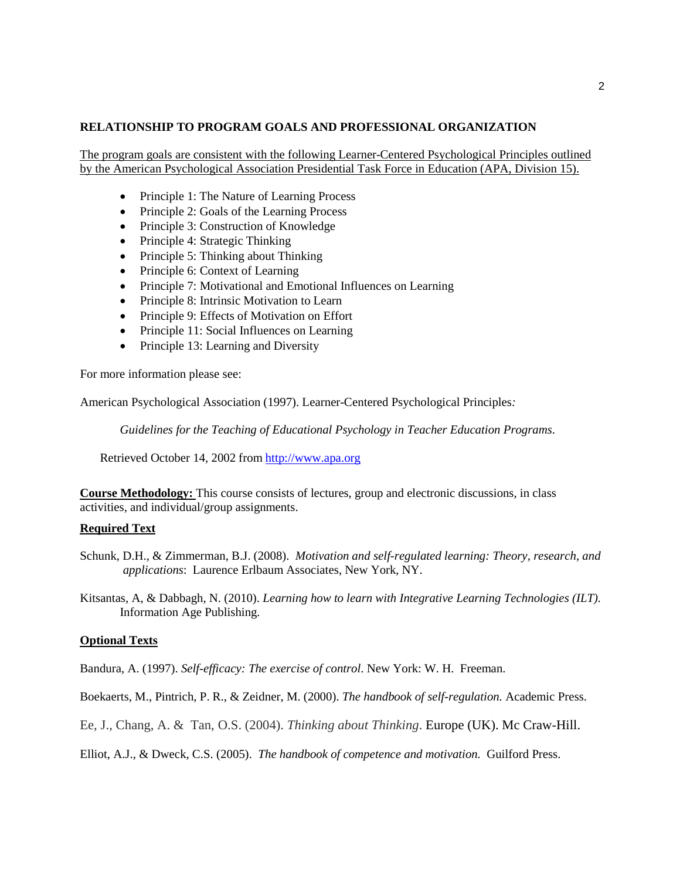**RELATIONSHIP TO PROGRAM GOALS AND PROFESSIONAL ORGANIZATION**

The program goals are consistent with the following Learner-Centered Psychological Principles outlined by the American Psychological Association Presidential Task Force in Education (APA, Division 15).

- Principle 1: The Nature of Learning Process
- Principle 2: Goals of the Learning Process
- Principle 3: Construction of Knowledge
- Principle 4: Strategic Thinking
- Principle 5: Thinking about Thinking
- Principle 6: Context of Learning
- Principle 7: Motivational and Emotional Influences on Learning
- Principle 8: Intrinsic Motivation to Learn
- Principle 9: Effects of Motivation on Effort
- Principle 11: Social Influences on Learning
- Principle 13: Learning and Diversity

For more information please see:

American Psychological Association (1997). Learner-Centered Psychological Principles*:*

*Guidelines for the Teaching of Educational Psychology in Teacher Education Programs*.

Retrieved October 14, 2002 from http://www.apa.org

**Course Methodology:** This course consists of lectures, group and electronic discussions, in class activities, and individual/group assignments.

**Required Text**

Schunk, D.H., & Zimmerman, B.J. (2008). *Motivation and self-regulated learning: Theory, research, and applications*: Laurence Erlbaum Associates, New York, NY.

Kitsantas, A, & Dabbagh, N. (2010). *Learning how to learn with Integrative Learning Technologies (ILT).* Information Age Publishing*.*

**Optional Texts**

Bandura, A. (1997). *Self-efficacy: The exercise of control*. New York: W. H. Freeman.

Boekaerts, M., Pintrich, P. R., & Zeidner, M. (2000). *The handbook of self-regulation.* Academic Press.

Ee, J., Chang, A. & Tan, O.S. (2004). *Thinking about Thinking*. Europe (UK). Mc Craw-Hill.

Elliot, A.J., & Dweck, C.S. (2005). *The handbook of competence and motivation.* Guilford Press.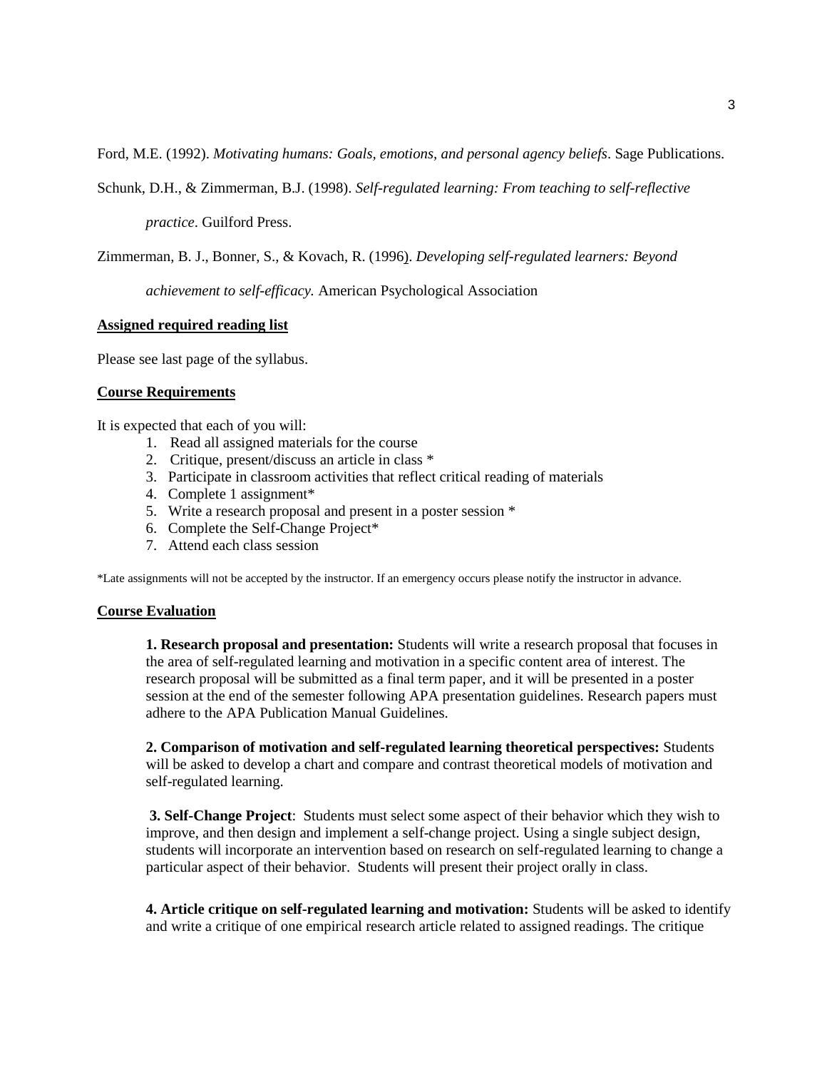Ford, M.E. (1992). *Motivating humans: Goals, emotions, and personal agency beliefs*. Sage Publications.

Schunk, D.H., & Zimmerman, B.J. (1998). *Self-regulated learning: From teaching to self-reflective practice*. Guilford Press.

Zimmerman, B. J., Bonner, S., & Kovach, R. (1996). *Developing self-regulated learners: Beyond achievement to self-efficacy.* American Psychological Association

**Assigned required reading list**

Please see last page of the syllabus.

**Course Requirements**

It is expected that each of you will:

1. Read all assigned materials for the course
2. Critique, present/discuss an article in class *
3. Participate in classroom activities that reflect critical reading of materials
4. Complete 1 assignment*
5. Write a research proposal and present in a poster session *
6. Complete the Self-Change Project*
7. Attend each class session

*Late assignments will not be accepted by the instructor. If an emergency occurs please notify the instructor in advance.

**Course Evaluation**

**1. Research proposal and presentation:** Students will write a research proposal that focuses in the area of self-regulated learning and motivation in a specific content area of interest. The research proposal will be submitted as a final term paper, and it will be presented in a poster session at the end of the semester following APA presentation guidelines. Research papers must adhere to the APA Publication Manual Guidelines.

**2. Comparison of motivation and self-regulated learning theoretical perspectives:** Students will be asked to develop a chart and compare and contrast theoretical models of motivation and self-regulated learning.

**3. Self-Change Project**: Students must select some aspect of their behavior which they wish to improve, and then design and implement a self-change project. Using a single subject design, students will incorporate an intervention based on research on self-regulated learning to change a particular aspect of their behavior. Students will present their project orally in class.

**4. Article critique on self-regulated learning and motivation:** Students will be asked to identify and write a critique of one empirical research article related to assigned readings. The critique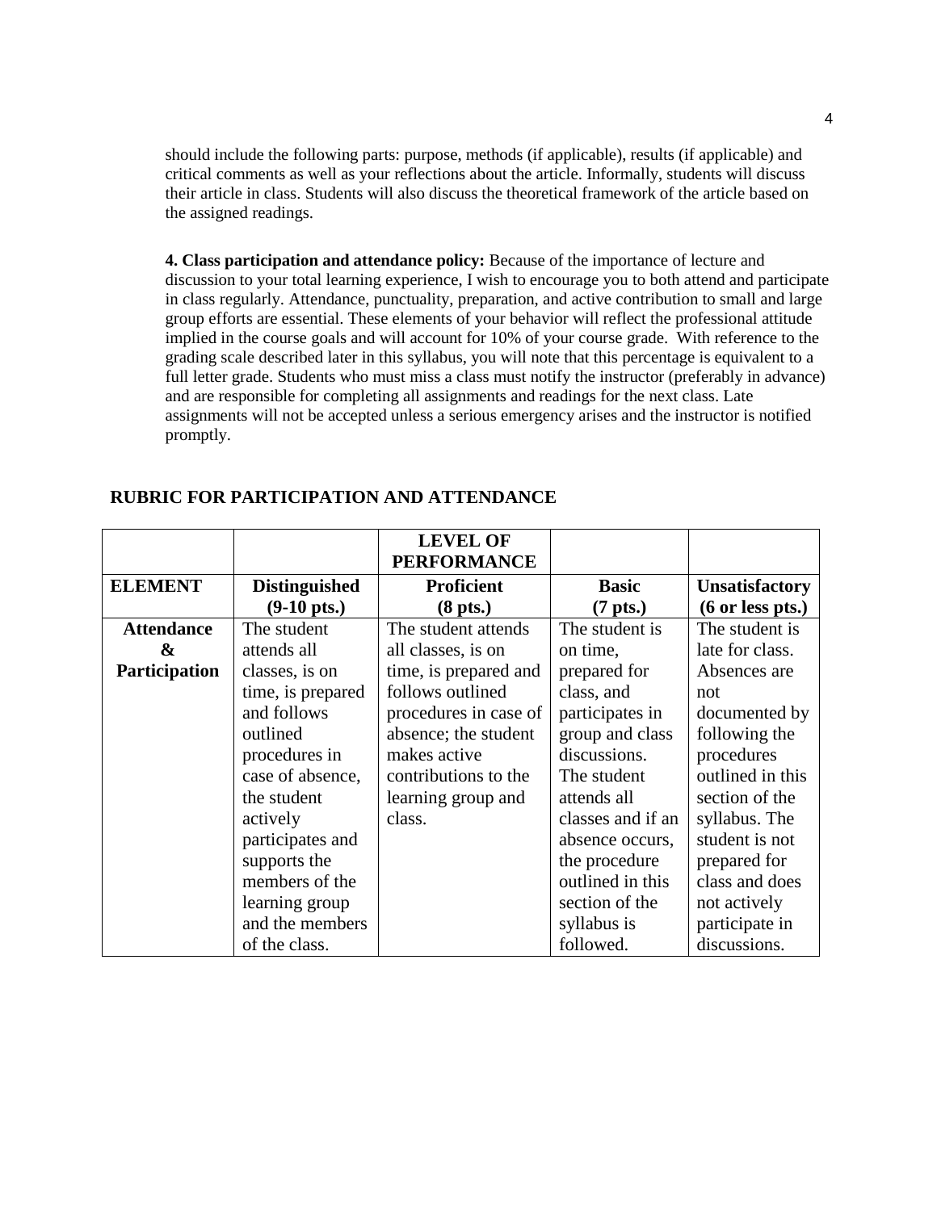should include the following parts: purpose, methods (if applicable), results (if applicable) and critical comments as well as your reflections about the article. Informally, students will discuss their article in class. Students will also discuss the theoretical framework of the article based on the assigned readings.

**4. Class participation and attendance policy:** Because of the importance of lecture and discussion to your total learning experience, I wish to encourage you to both attend and participate in class regularly. Attendance, punctuality, preparation, and active contribution to small and large group efforts are essential. These elements of your behavior will reflect the professional attitude implied in the course goals and will account for 10% of your course grade. With reference to the grading scale described later in this syllabus, you will note that this percentage is equivalent to a full letter grade. Students who must miss a class must notify the instructor (preferably in advance) and are responsible for completing all assignments and readings for the next class. Late assignments will not be accepted unless a serious emergency arises and the instructor is notified promptly.

## RUBRIC FOR PARTICIPATION AND ATTENDANCE

| | | **LEVEL OF PERFORMANCE** | | |
|---|---|---|---|---|
| **ELEMENT** | **Distinguished (9-10 pts.)** | **Proficient (8 pts.)** | **Basic (7 pts.)** | **Unsatisfactory (6 or less pts.)** |
| **Attendance & Participation** | The student attends all classes, is on time, is prepared and follows outlined procedures in case of absence, the student actively participates and supports the members of the learning group and the members of the class. | The student attends all classes, is on time, is prepared and follows outlined procedures in case of absence; the student makes active contributions to the learning group and class. | The student is on time, prepared for class, and participates in group and class discussions. The student attends all classes and if an absence occurs, the procedure outlined in this section of the syllabus is followed. | The student is late for class. Absences are not documented by following the procedures outlined in this section of the syllabus. The student is not prepared for class and does not actively participate in discussions. |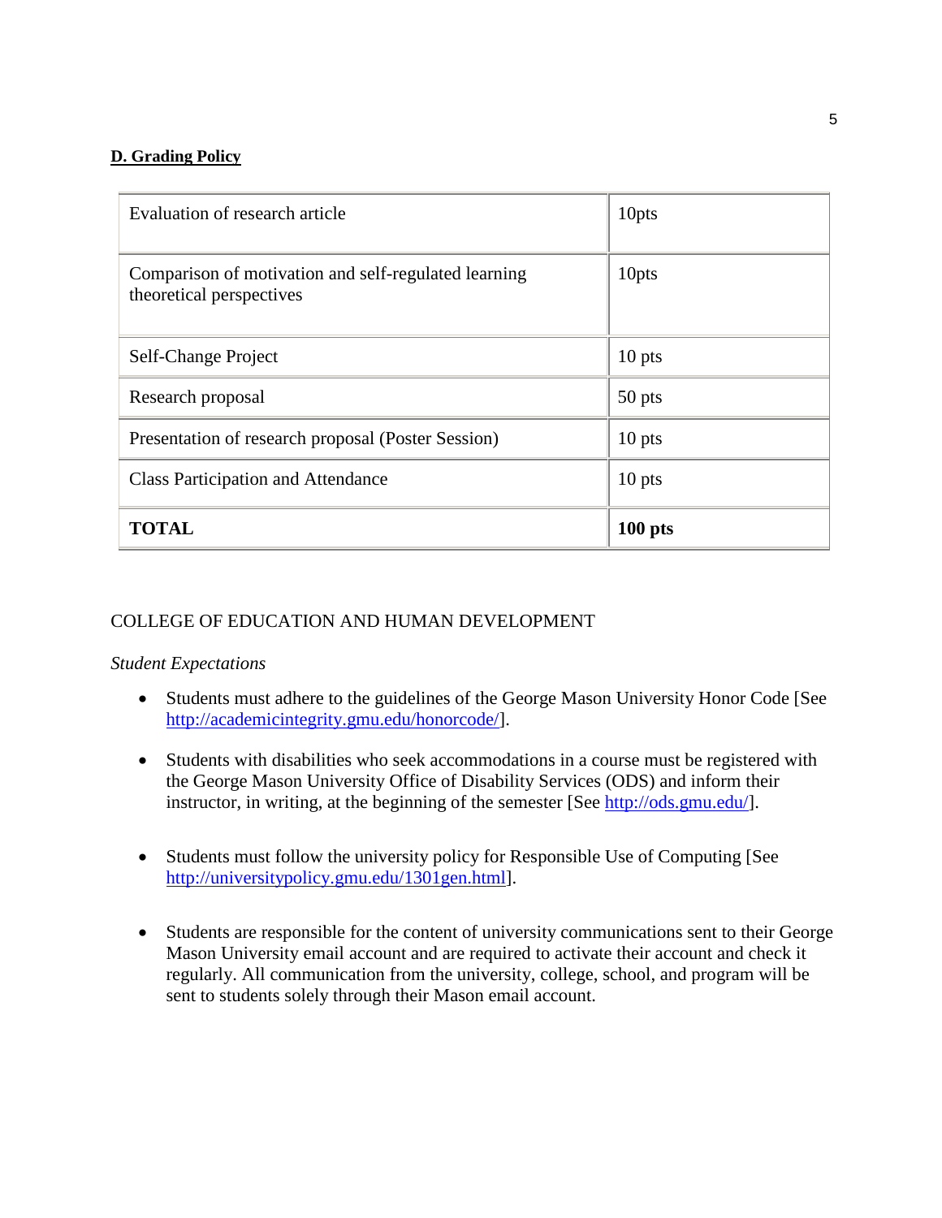**D. Grading Policy**

| Evaluation of research article | 10pts |
|---|---|
| Comparison of motivation and self-regulated learning theoretical perspectives | 10pts |
| Self-Change Project | 10 pts |
| Research proposal | 50 pts |
| Presentation of research proposal (Poster Session) | 10 pts |
| Class Participation and Attendance | 10 pts |
| **TOTAL** | **100 pts** |

COLLEGE OF EDUCATION AND HUMAN DEVELOPMENT

*Student Expectations*

- Students must adhere to the guidelines of the George Mason University Honor Code [See http://academicintegrity.gmu.edu/honorcode/].
- Students with disabilities who seek accommodations in a course must be registered with the George Mason University Office of Disability Services (ODS) and inform their instructor, in writing, at the beginning of the semester [See http://ods.gmu.edu/].
- Students must follow the university policy for Responsible Use of Computing [See http://universitypolicy.gmu.edu/1301gen.html].
- Students are responsible for the content of university communications sent to their George Mason University email account and are required to activate their account and check it regularly. All communication from the university, college, school, and program will be sent to students solely through their Mason email account.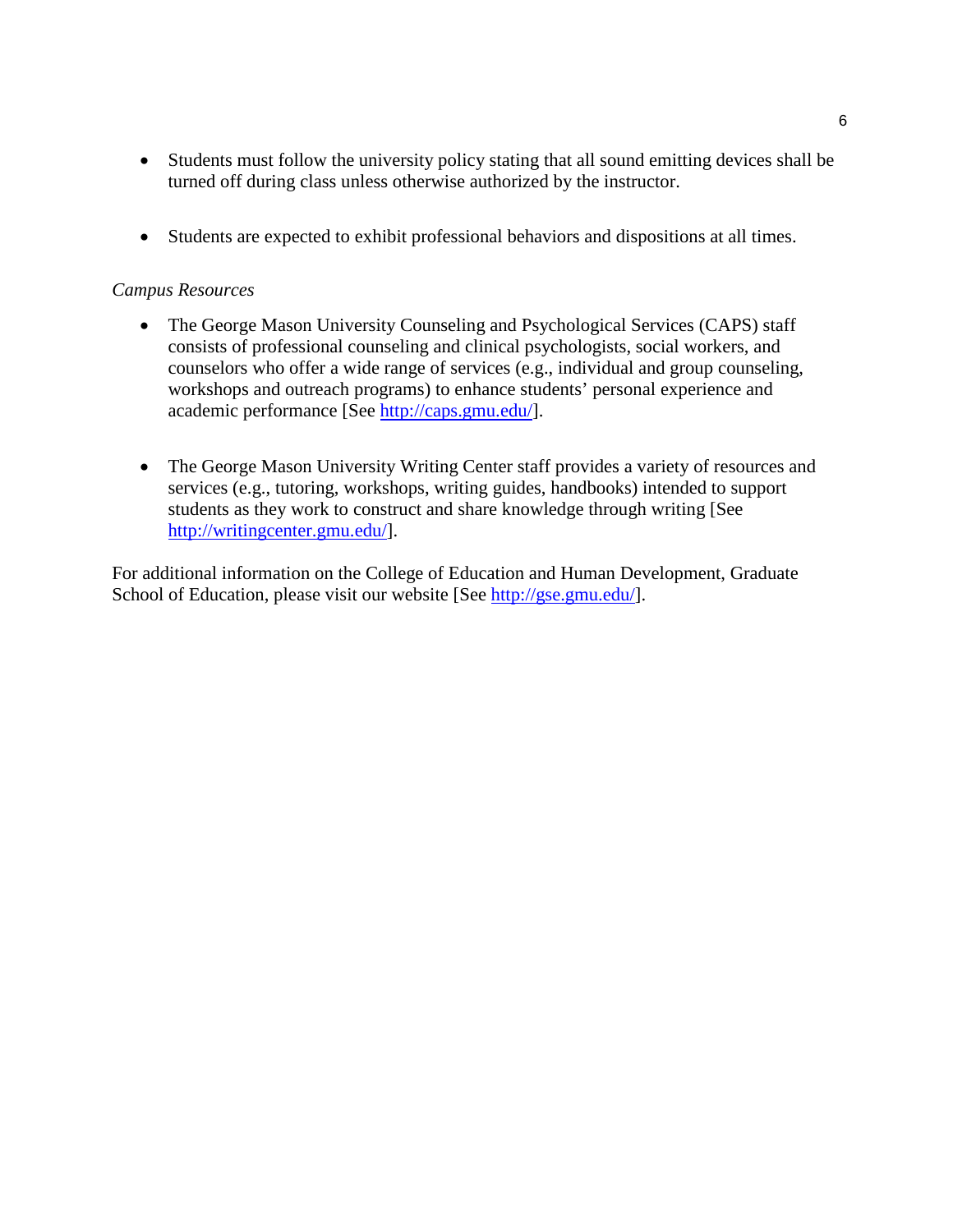- Students must follow the university policy stating that all sound emitting devices shall be turned off during class unless otherwise authorized by the instructor.

- Students are expected to exhibit professional behaviors and dispositions at all times.

*Campus Resources*

- The George Mason University Counseling and Psychological Services (CAPS) staff consists of professional counseling and clinical psychologists, social workers, and counselors who offer a wide range of services (e.g., individual and group counseling, workshops and outreach programs) to enhance students' personal experience and academic performance [See http://caps.gmu.edu/].

- The George Mason University Writing Center staff provides a variety of resources and services (e.g., tutoring, workshops, writing guides, handbooks) intended to support students as they work to construct and share knowledge through writing [See http://writingcenter.gmu.edu/].

For additional information on the College of Education and Human Development, Graduate School of Education, please visit our website [See http://gse.gmu.edu/].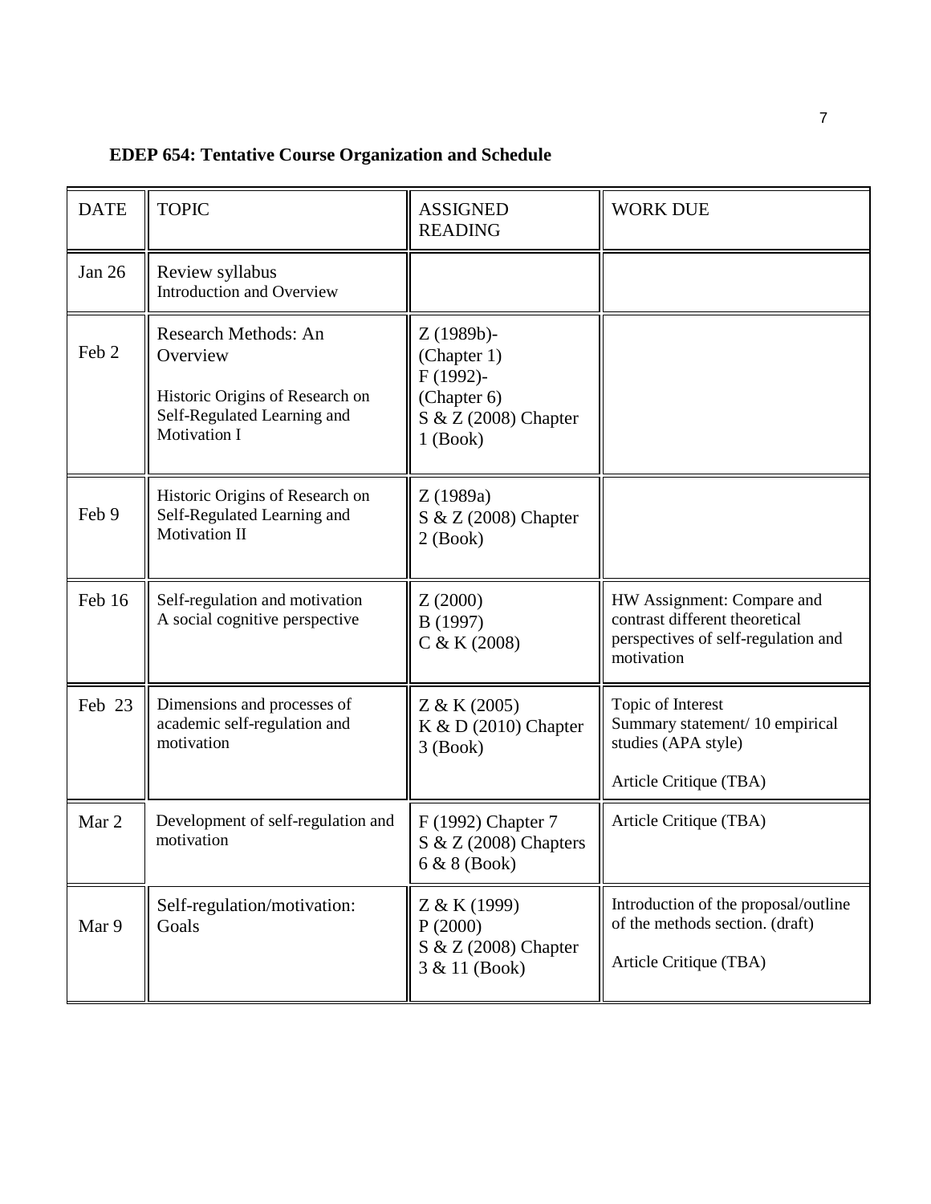**EDEP 654: Tentative Course Organization and Schedule**

| DATE | TOPIC | ASSIGNED READING | WORK DUE |
|---|---|---|---|
| Jan 26 | Review syllabus<br>Introduction and Overview | | |
| Feb 2 | Research Methods: An Overview<br><br>Historic Origins of Research on Self-Regulated Learning and Motivation I | Z (1989b)-(Chapter 1)<br>F (1992)-(Chapter 6)<br>S & Z (2008) Chapter 1 (Book) | |
| Feb 9 | Historic Origins of Research on Self-Regulated Learning and Motivation II | Z (1989a)<br>S & Z (2008) Chapter 2 (Book) | |
| Feb 16 | Self-regulation and motivation<br>A social cognitive perspective | Z (2000)<br>B (1997)<br>C & K (2008) | HW Assignment: Compare and contrast different theoretical perspectives of self-regulation and motivation |
| Feb 23 | Dimensions and processes of academic self-regulation and motivation | Z & K (2005)<br>K & D (2010) Chapter 3 (Book) | Topic of Interest<br>Summary statement/ 10 empirical studies (APA style)<br><br>Article Critique (TBA) |
| Mar 2 | Development of self-regulation and motivation | F (1992) Chapter 7<br>S & Z (2008) Chapters 6 & 8 (Book) | Article Critique (TBA) |
| Mar 9 | Self-regulation/motivation: Goals | Z & K (1999)<br>P (2000)<br>S & Z (2008) Chapter 3 & 11 (Book) | Introduction of the proposal/outline of the methods section. (draft)<br><br>Article Critique (TBA) |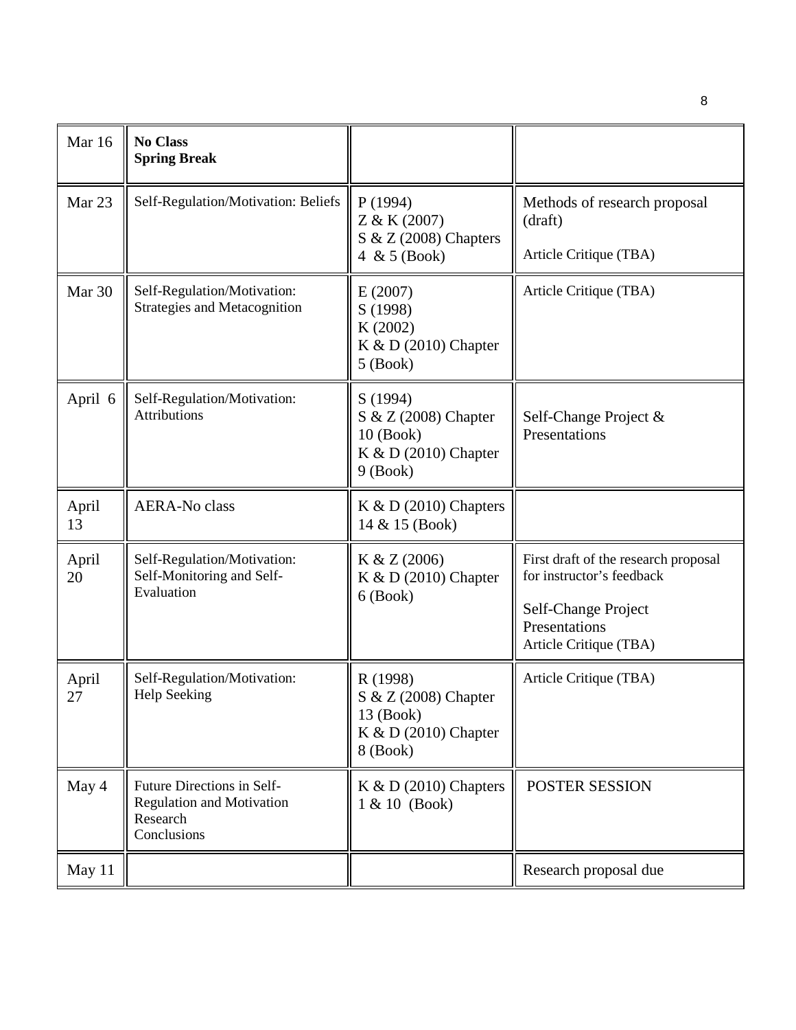| Mar 16 | **No Class** **Spring Break** | | |
|---|---|---|---|
| Mar 23 | Self-Regulation/Motivation: Beliefs | P (1994) Z & K (2007) S & Z (2008) Chapters 4 & 5 (Book) | Methods of research proposal (draft) Article Critique (TBA) |
| Mar 30 | Self-Regulation/Motivation: Strategies and Metacognition | E (2007) S (1998) K (2002) K & D (2010) Chapter 5 (Book) | Article Critique (TBA) |
| April 6 | Self-Regulation/Motivation: Attributions | S (1994) S & Z (2008) Chapter 10 (Book) K & D (2010) Chapter 9 (Book) | Self-Change Project & Presentations |
| April 13 | AERA-No class | K & D (2010) Chapters 14 & 15 (Book) | |
| April 20 | Self-Regulation/Motivation: Self-Monitoring and Self-Evaluation | K & Z (2006) K & D (2010) Chapter 6 (Book) | First draft of the research proposal for instructor's feedback Self-Change Project Presentations Article Critique (TBA) |
| April 27 | Self-Regulation/Motivation: Help Seeking | R (1998) S & Z (2008) Chapter 13 (Book) K & D (2010) Chapter 8 (Book) | Article Critique (TBA) |
| May 4 | Future Directions in Self-Regulation and Motivation Research Conclusions | K & D (2010) Chapters 1 & 10 (Book) | POSTER SESSION |
| May 11 | | | Research proposal due |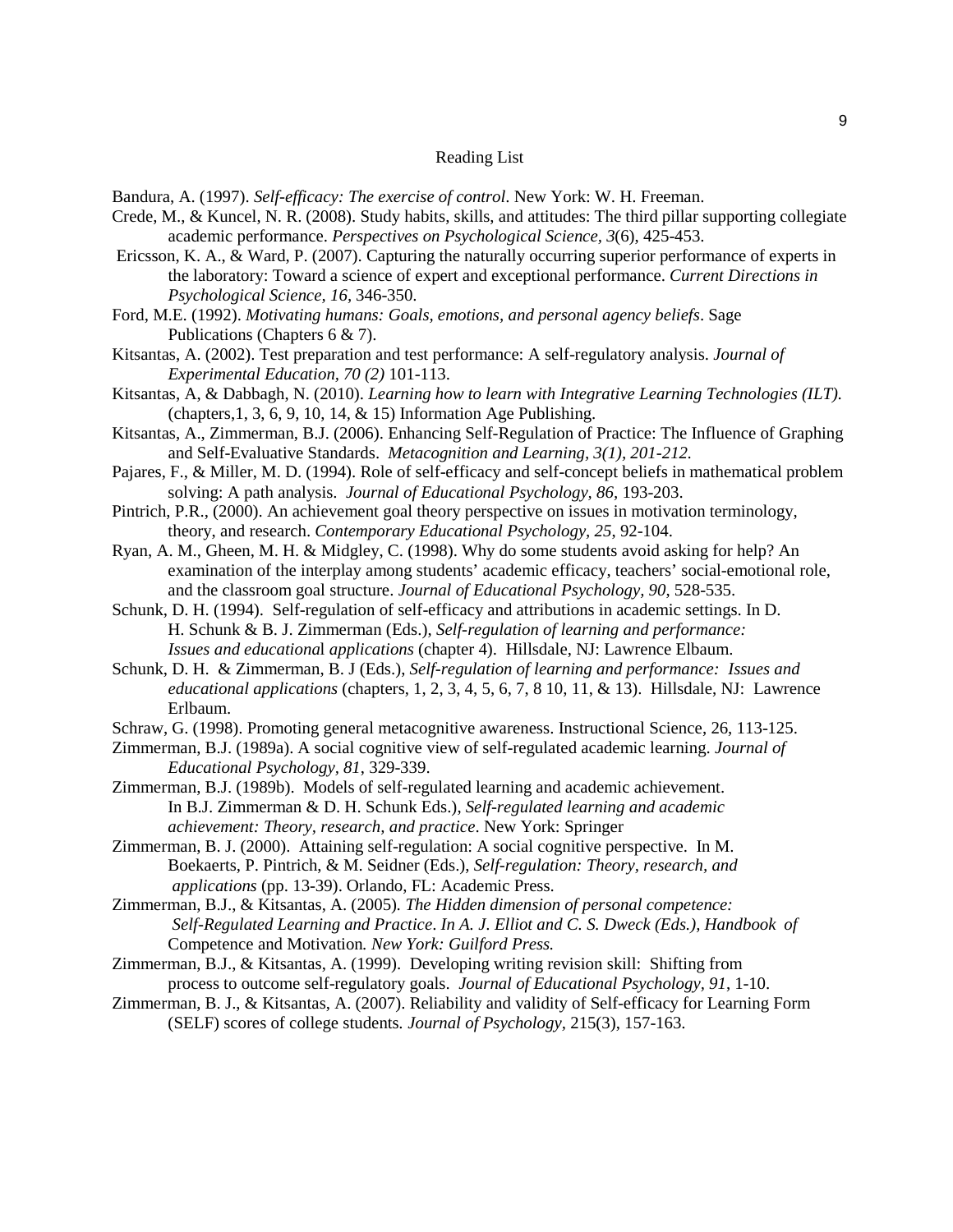# Reading List

Bandura, A. (1997). *Self-efficacy: The exercise of control*. New York: W. H. Freeman.

Crede, M., & Kuncel, N. R. (2008). Study habits, skills, and attitudes: The third pillar supporting collegiate academic performance. *Perspectives on Psychological Science, 3*(6), 425-453.

Ericsson, K. A., & Ward, P. (2007). Capturing the naturally occurring superior performance of experts in the laboratory: Toward a science of expert and exceptional performance. *Current Directions in Psychological Science, 16,* 346-350.

Ford, M.E. (1992). *Motivating humans: Goals, emotions, and personal agency beliefs*. Sage Publications (Chapters 6 & 7).

Kitsantas, A. (2002). Test preparation and test performance: A self-regulatory analysis. *Journal of Experimental Education, 70 (2)* 101-113.

Kitsantas, A, & Dabbagh, N. (2010). *Learning how to learn with Integrative Learning Technologies (ILT).* (chapters,1, 3, 6, 9, 10, 14, & 15) Information Age Publishing.

Kitsantas, A., Zimmerman, B.J. (2006). Enhancing Self-Regulation of Practice: The Influence of Graphing and Self-Evaluative Standards. *Metacognition and Learning, 3(1), 201-212.*

Pajares, F., & Miller, M. D. (1994). Role of self-efficacy and self-concept beliefs in mathematical problem solving: A path analysis. *Journal of Educational Psychology, 86,* 193-203.

Pintrich, P.R., (2000). An achievement goal theory perspective on issues in motivation terminology, theory, and research. *Contemporary Educational Psychology, 25*, 92-104.

Ryan, A. M., Gheen, M. H. & Midgley, C. (1998). Why do some students avoid asking for help? An examination of the interplay among students' academic efficacy, teachers' social-emotional role, and the classroom goal structure. *Journal of Educational Psychology, 90,* 528-535.

Schunk, D. H. (1994). Self-regulation of self-efficacy and attributions in academic settings. In D. H. Schunk & B. J. Zimmerman (Eds.), *Self-regulation of learning and performance: Issues and educational applications* (chapter 4). Hillsdale, NJ: Lawrence Elbaum.

Schunk, D. H. & Zimmerman, B. J (Eds.), *Self-regulation of learning and performance: Issues and educational applications* (chapters, 1, 2, 3, 4, 5, 6, 7, 8 10, 11, & 13). Hillsdale, NJ: Lawrence Erlbaum.

Schraw, G. (1998). Promoting general metacognitive awareness. Instructional Science, 26, 113-125.

Zimmerman, B.J. (1989a). A social cognitive view of self-regulated academic learning. *Journal of Educational Psychology, 81*, 329-339.

Zimmerman, B.J. (1989b). Models of self-regulated learning and academic achievement. In B.J. Zimmerman & D. H. Schunk Eds.), *Self-regulated learning and academic achievement: Theory, research, and practice*. New York: Springer

Zimmerman, B. J. (2000). Attaining self-regulation: A social cognitive perspective. In M. Boekaerts, P. Pintrich, & M. Seidner (Eds.), *Self-regulation: Theory, research, and applications* (pp. 13-39). Orlando, FL: Academic Press.

Zimmerman, B.J., & Kitsantas, A. (2005)*. The Hidden dimension of personal competence: Self-Regulated Learning and Practice. In A. J. Elliot and C. S. Dweck (Eds.), Handbook of* Competence and Motivation*. New York: Guilford Press.*

Zimmerman, B.J., & Kitsantas, A. (1999). Developing writing revision skill: Shifting from process to outcome self-regulatory goals. *Journal of Educational Psychology, 91*, 1-10.

Zimmerman, B. J., & Kitsantas, A. (2007). Reliability and validity of Self-efficacy for Learning Form (SELF) scores of college students. *Journal of Psychology*, 215(3), 157-163.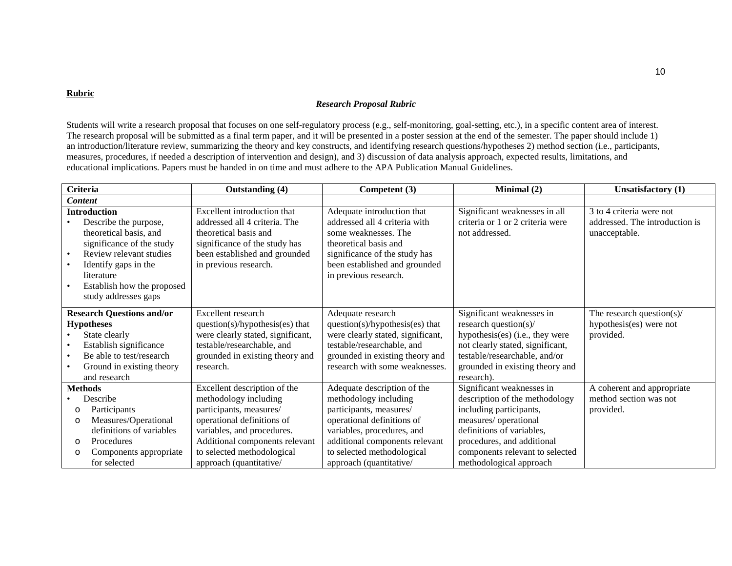**Rubric**

***Research Proposal Rubric***

Students will write a research proposal that focuses on one self-regulatory process (e.g., self-monitoring, goal-setting, etc.), in a specific content area of interest. The research proposal will be submitted as a final term paper, and it will be presented in a poster session at the end of the semester. The paper should include 1) an introduction/literature review, summarizing the theory and key constructs, and identifying research questions/hypotheses 2) method section (i.e., participants, measures, procedures, if needed a description of intervention and design), and 3) discussion of data analysis approach, expected results, limitations, and educational implications. Papers must be handed in on time and must adhere to the APA Publication Manual Guidelines.

| Criteria | Outstanding (4) | Competent (3) | Minimal (2) | Unsatisfactory (1) |
|---|---|---|---|---|
| ***Content*** | | | | |
| **Introduction**<br>• Describe the purpose, theoretical basis, and significance of the study<br>• Review relevant studies<br>• Identify gaps in the literature<br>• Establish how the proposed study addresses gaps | Excellent introduction that addressed all 4 criteria. The theoretical basis and significance of the study has been established and grounded in previous research. | Adequate introduction that addressed all 4 criteria with some weaknesses. The theoretical basis and significance of the study has been established and grounded in previous research. | Significant weaknesses in all criteria or 1 or 2 criteria were not addressed. | 3 to 4 criteria were not addressed. The introduction is unacceptable. |
| **Research Questions and/or Hypotheses**<br>• State clearly<br>• Establish significance<br>• Be able to test/research<br>• Ground in existing theory and research | Excellent research question(s)/hypothesis(es) that were clearly stated, significant, testable/researchable, and grounded in existing theory and research. | Adequate research question(s)/hypothesis(es) that were clearly stated, significant, testable/researchable, and grounded in existing theory and research with some weaknesses. | Significant weaknesses in research question(s)/ hypothesis(es) (i.e., they were not clearly stated, significant, testable/researchable, and/or grounded in existing theory and research). | The research question(s)/ hypothesis(es) were not provided. |
| **Methods**<br>• Describe<br>o Participants<br>o Measures/Operational definitions of variables<br>o Procedures<br>o Components appropriate for selected | Excellent description of the methodology including participants, measures/ operational definitions of variables, and procedures. Additional components relevant to selected methodological approach (quantitative/ | Adequate description of the methodology including participants, measures/ operational definitions of variables, procedures, and additional components relevant to selected methodological approach (quantitative/ | Significant weaknesses in description of the methodology including participants, measures/ operational definitions of variables, procedures, and additional components relevant to selected methodological approach | A coherent and appropriate method section was not provided. |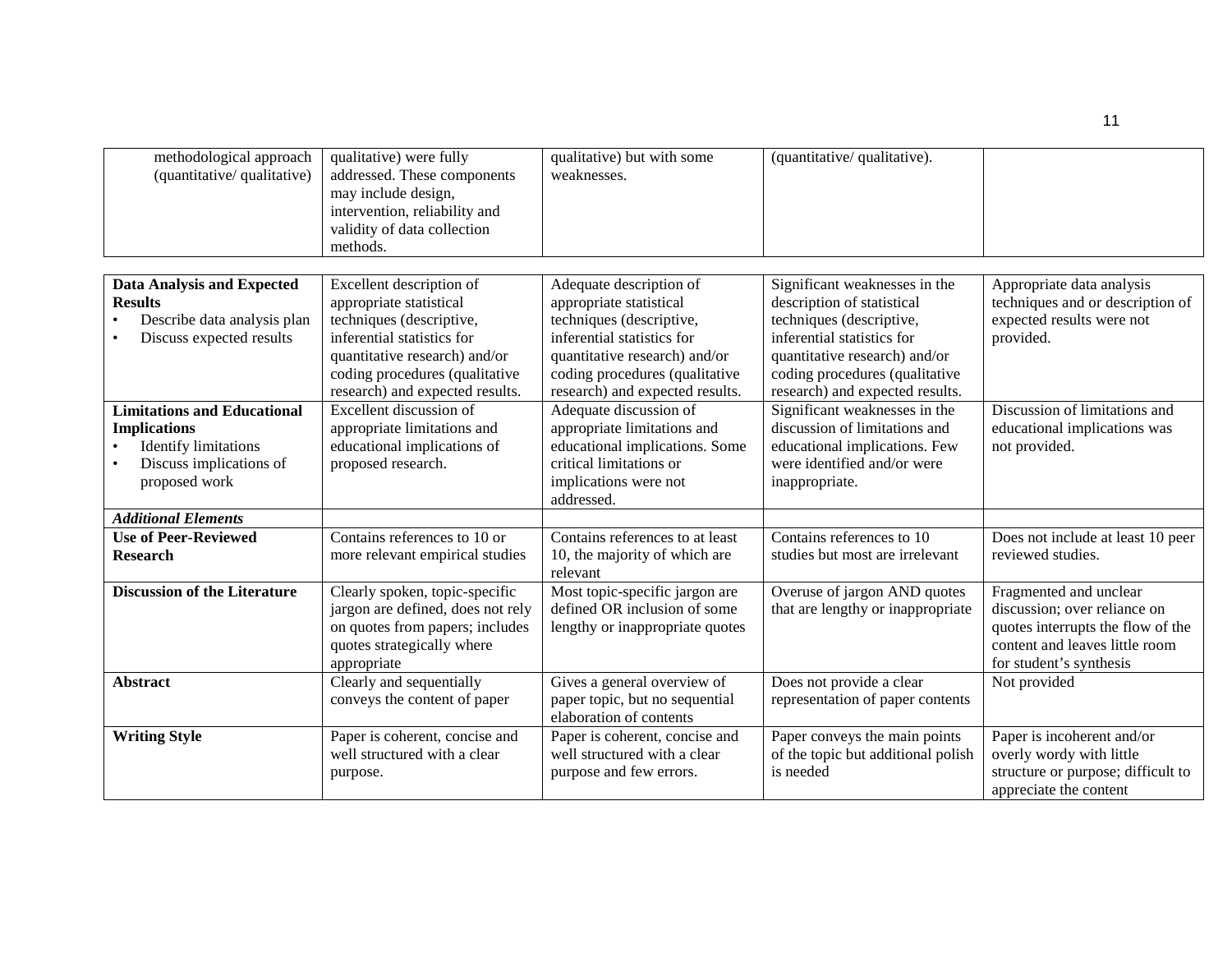| | | | | |
|---|---|---|---|---|
| methodological approach (quantitative/ qualitative) | qualitative) were fully addressed. These components may include design, intervention, reliability and validity of data collection methods. | qualitative) but with some weaknesses. | (quantitative/ qualitative). | |

| | | | | |
|---|---|---|---|---|
| **Data Analysis and Expected Results**<br>• Describe data analysis plan<br>• Discuss expected results | Excellent description of appropriate statistical techniques (descriptive, inferential statistics for quantitative research) and/or coding procedures (qualitative research) and expected results. | Adequate description of appropriate statistical techniques (descriptive, inferential statistics for quantitative research) and/or coding procedures (qualitative research) and expected results. | Significant weaknesses in the description of statistical techniques (descriptive, inferential statistics for quantitative research) and/or coding procedures (qualitative research) and expected results. | Appropriate data analysis techniques and or description of expected results were not provided. |
| **Limitations and Educational Implications**<br>• Identify limitations<br>• Discuss implications of proposed work | Excellent discussion of appropriate limitations and educational implications of proposed research. | Adequate discussion of appropriate limitations and educational implications. Some critical limitations or implications were not addressed. | Significant weaknesses in the discussion of limitations and educational implications. Few were identified and/or were inappropriate. | Discussion of limitations and educational implications was not provided. |
| ***Additional Elements*** | | | | |
| **Use of Peer-Reviewed Research** | Contains references to 10 or more relevant empirical studies | Contains references to at least 10, the majority of which are relevant | Contains references to 10 studies but most are irrelevant | Does not include at least 10 peer reviewed studies. |
| **Discussion of the Literature** | Clearly spoken, topic-specific jargon are defined, does not rely on quotes from papers; includes quotes strategically where appropriate | Most topic-specific jargon are defined OR inclusion of some lengthy or inappropriate quotes | Overuse of jargon AND quotes that are lengthy or inappropriate | Fragmented and unclear discussion; over reliance on quotes interrupts the flow of the content and leaves little room for student's synthesis |
| **Abstract** | Clearly and sequentially conveys the content of paper | Gives a general overview of paper topic, but no sequential elaboration of contents | Does not provide a clear representation of paper contents | Not provided |
| **Writing Style** | Paper is coherent, concise and well structured with a clear purpose. | Paper is coherent, concise and well structured with a clear purpose and few errors. | Paper conveys the main points of the topic but additional polish is needed | Paper is incoherent and/or overly wordy with little structure or purpose; difficult to appreciate the content |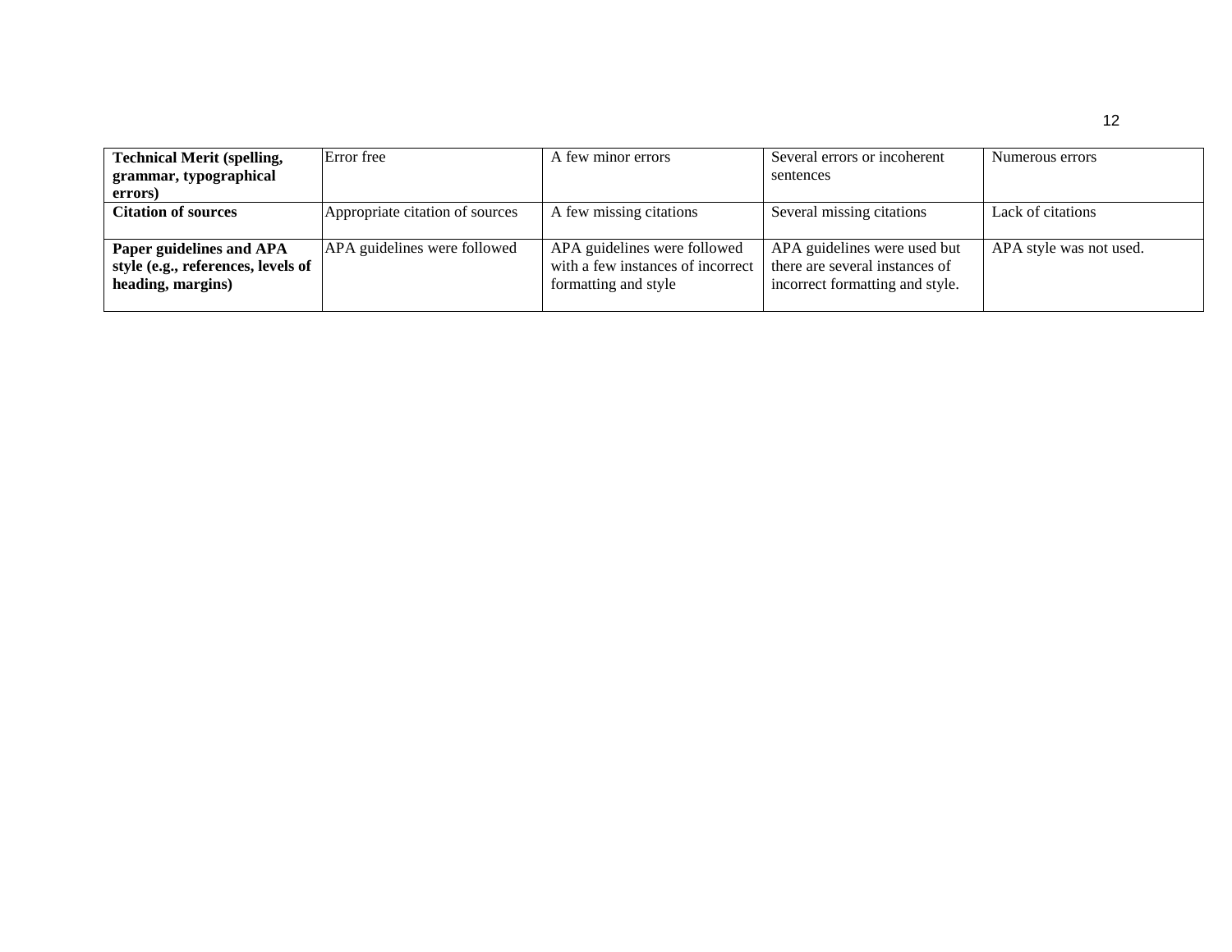| | | | | |
|---|---|---|---|---|
| **Technical Merit (spelling, grammar, typographical errors)** | Error free | A few minor errors | Several errors or incoherent sentences | Numerous errors |
| **Citation of sources** | Appropriate citation of sources | A few missing citations | Several missing citations | Lack of citations |
| **Paper guidelines and APA style (e.g., references, levels of heading, margins)** | APA guidelines were followed | APA guidelines were followed with a few instances of incorrect formatting and style | APA guidelines were used but there are several instances of incorrect formatting and style. | APA style was not used. |